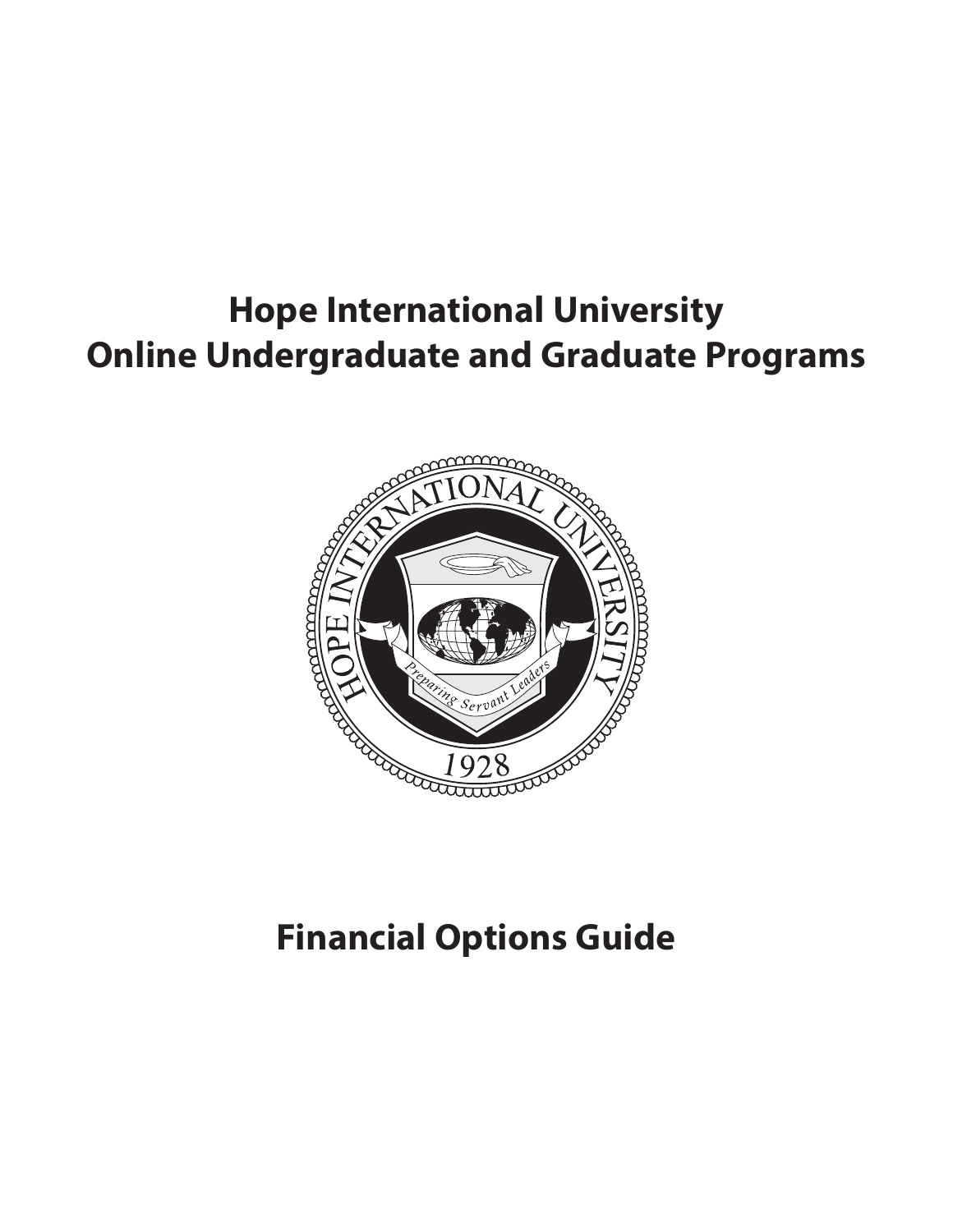# Hope International University
# Online Undergraduate and Graduate Programs

## Financial Options Guide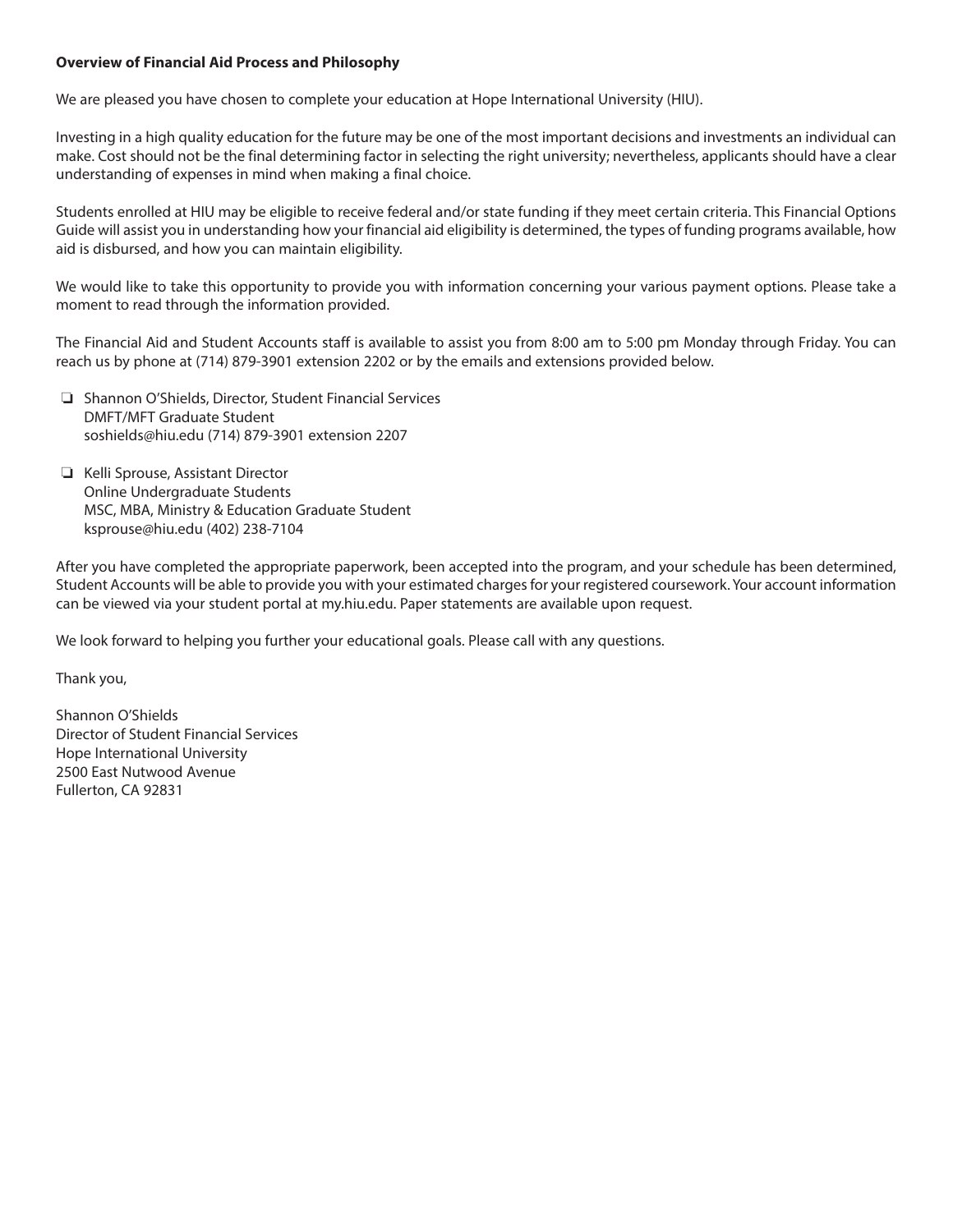**Overview of Financial Aid Process and Philosophy**

We are pleased you have chosen to complete your education at Hope International University (HIU).

Investing in a high quality education for the future may be one of the most important decisions and investments an individual can make. Cost should not be the final determining factor in selecting the right university; nevertheless, applicants should have a clear understanding of expenses in mind when making a final choice.

Students enrolled at HIU may be eligible to receive federal and/or state funding if they meet certain criteria. This Financial Options Guide will assist you in understanding how your financial aid eligibility is determined, the types of funding programs available, how aid is disbursed, and how you can maintain eligibility.

We would like to take this opportunity to provide you with information concerning your various payment options. Please take a moment to read through the information provided.

The Financial Aid and Student Accounts staff is available to assist you from 8:00 am to 5:00 pm Monday through Friday. You can reach us by phone at (714) 879-3901 extension 2202 or by the emails and extensions provided below.

- ❑ Shannon O'Shields, Director, Student Financial Services
  DMFT/MFT Graduate Student
  soshields@hiu.edu (714) 879-3901 extension 2207

- ❑ Kelli Sprouse, Assistant Director
  Online Undergraduate Students
  MSC, MBA, Ministry & Education Graduate Student
  ksprouse@hiu.edu (402) 238-7104

After you have completed the appropriate paperwork, been accepted into the program, and your schedule has been determined, Student Accounts will be able to provide you with your estimated charges for your registered coursework. Your account information can be viewed via your student portal at my.hiu.edu. Paper statements are available upon request.

We look forward to helping you further your educational goals. Please call with any questions.

Thank you,

Shannon O'Shields
Director of Student Financial Services
Hope International University
2500 East Nutwood Avenue
Fullerton, CA 92831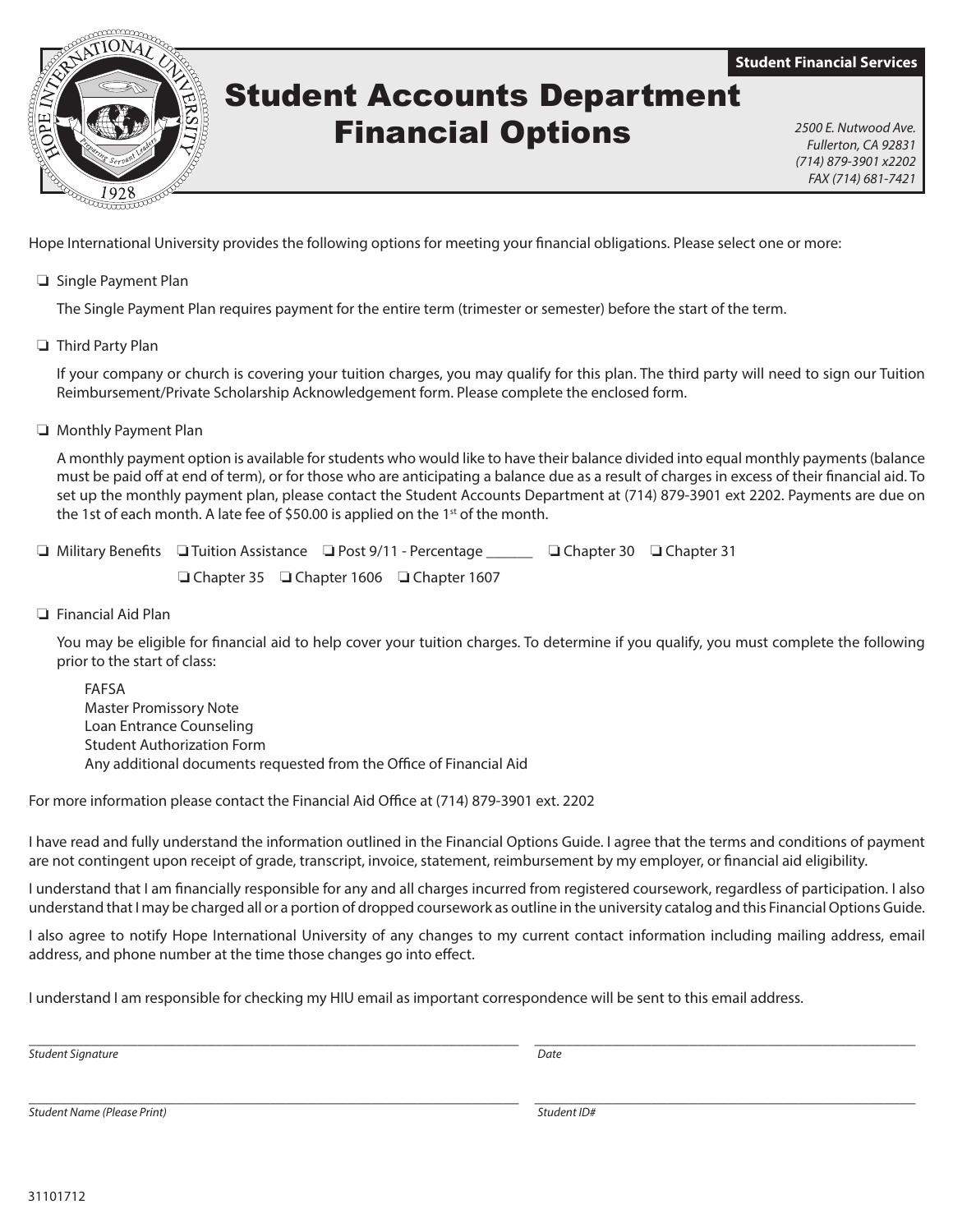Student Financial Services

# Student Accounts Department Financial Options

*2500 E. Nutwood Ave.*
*Fullerton, CA 92831*
*(714) 879-3901 x2202*
*FAX (714) 681-7421*

Hope International University provides the following options for meeting your financial obligations. Please select one or more:

❏ Single Payment Plan

The Single Payment Plan requires payment for the entire term (trimester or semester) before the start of the term.

❏ Third Party Plan

If your company or church is covering your tuition charges, you may qualify for this plan. The third party will need to sign our Tuition Reimbursement/Private Scholarship Acknowledgement form. Please complete the enclosed form.

❏ Monthly Payment Plan

A monthly payment option is available for students who would like to have their balance divided into equal monthly payments (balance must be paid off at end of term), or for those who are anticipating a balance due as a result of charges in excess of their financial aid. To set up the monthly payment plan, please contact the Student Accounts Department at (714) 879-3901 ext 2202. Payments are due on the 1st of each month. A late fee of $50.00 is applied on the 1st of the month.

❏ Military Benefits ❏ Tuition Assistance ❏ Post 9/11 - Percentage ______ ❏ Chapter 30 ❏ Chapter 31
❏ Chapter 35 ❏ Chapter 1606 ❏ Chapter 1607

❏ Financial Aid Plan

You may be eligible for financial aid to help cover your tuition charges. To determine if you qualify, you must complete the following prior to the start of class:

FAFSA
Master Promissory Note
Loan Entrance Counseling
Student Authorization Form
Any additional documents requested from the Office of Financial Aid

For more information please contact the Financial Aid Office at (714) 879-3901 ext. 2202

I have read and fully understand the information outlined in the Financial Options Guide. I agree that the terms and conditions of payment are not contingent upon receipt of grade, transcript, invoice, statement, reimbursement by my employer, or financial aid eligibility.

I understand that I am financially responsible for any and all charges incurred from registered coursework, regardless of participation. I also understand that I may be charged all or a portion of dropped coursework as outline in the university catalog and this Financial Options Guide.

I also agree to notify Hope International University of any changes to my current contact information including mailing address, email address, and phone number at the time those changes go into effect.

I understand I am responsible for checking my HIU email as important correspondence will be sent to this email address.

_______________________________________ _______________________________________
*Student Signature* *Date*

_______________________________________ _______________________________________
*Student Name (Please Print)* *Student ID#*

31101712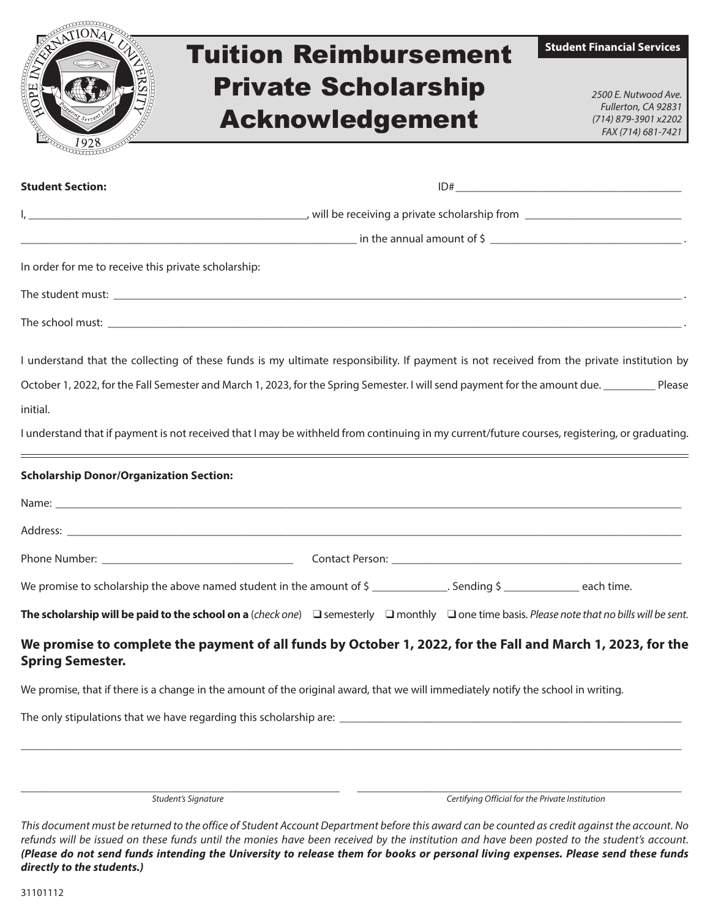# Tuition Reimbursement Private Scholarship Acknowledgement

**Student Financial Services**

*2500 E. Nutwood Ave.*
*Fullerton, CA 92831*
*(714) 879-3901 x2202*
*FAX (714) 681-7421*

**Student Section:** ID#_______________________________________

I, _______________________________________________, will be receiving a private scholarship from ____________________________

_____________________________________________________________ in the annual amount of $ _________________________________ .

In order for me to receive this private scholarship:

The student must: _______________________________________________________________________________________________ .

The school must: ________________________________________________________________________________________________ .

I understand that the collecting of these funds is my ultimate responsibility. If payment is not received from the private institution by October 1, 2022, for the Fall Semester and March 1, 2023, for the Spring Semester. I will send payment for the amount due. _________ Please initial.

I understand that if payment is not received that I may be withheld from continuing in my current/future courses, registering, or graduating.

---

**Scholarship Donor/Organization Section:**

Name: _________________________________________________________________________________________________________

Address: _______________________________________________________________________________________________________

Phone Number: _________________________________ Contact Person: ____________________________________________________

We promise to scholarship the above named student in the amount of $ _____________. Sending $ _____________ each time.

**The scholarship will be paid to the school on a** (*check one*) ❑ semesterly ❑ monthly ❑ one time basis. *Please note that no bills will be sent.*

**We promise to complete the payment of all funds by October 1, 2022, for the Fall and March 1, 2023, for the Spring Semester.**

We promise, that if there is a change in the amount of the original award, that we will immediately notify the school in writing.

The only stipulations that we have regarding this scholarship are: _____________________________________________________________

_______________________________________________________________________________________________________________

___________________________________________________ ___________________________________________________
*Student's Signature* *Certifying Official for the Private Institution*

*This document must be returned to the office of Student Account Department before this award can be counted as credit against the account. No refunds will be issued on these funds until the monies have been received by the institution and have been posted to the student's account.* ***(Please do not send funds intending the University to release them for books or personal living expenses. Please send these funds directly to the students.)***

31101112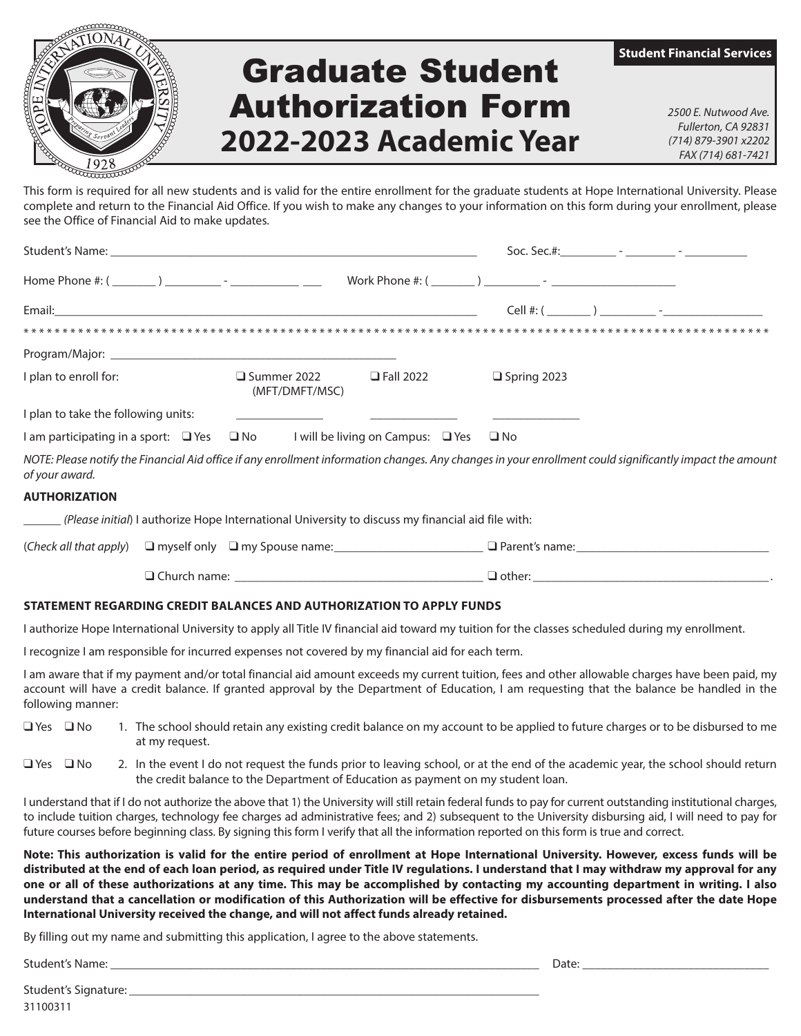Student Financial Services

# Graduate Student Authorization Form
## 2022-2023 Academic Year

*2500 E. Nutwood Ave.*
*Fullerton, CA 92831*
*(714) 879-3901 x2202*
*FAX (714) 681-7421*

This form is required for all new students and is valid for the entire enrollment for the graduate students at Hope International University. Please complete and return to the Financial Aid Office. If you wish to make any changes to your information on this form during your enrollment, please see the Office of Financial Aid to make updates.

Student's Name: ________________________________________ Soc. Sec.#:________ - ________ - __________

Home Phone #: ( _______ ) ________ - __________ ___ Work Phone #: ( _______ ) ________ - ____________________

Email:____________________________________________________ Cell #: ( _______ ) ________ -________________

* * * * * * * * * * * * * * * * * * * * * * * * * * * * * * * * * * * * * * * * * * * * * * * * * * * * * * * * * * * * * * * * * * * * * * * * * * * * * * * * * * * * * * * * * * * * * * * *

Program/Major: ____________________________________________

I plan to enroll for: ❑ Summer 2022 (MFT/DMFT/MSC) ❑ Fall 2022 ❑ Spring 2023

I plan to take the following units: ______________ ______________ ______________

I am participating in a sport: ❑ Yes ❑ No I will be living on Campus: ❑ Yes ❑ No

*NOTE: Please notify the Financial Aid office if any enrollment information changes. Any changes in your enrollment could significantly impact the amount of your award.*

**AUTHORIZATION**

______ *(Please initial)* I authorize Hope International University to discuss my financial aid file with:

(*Check all that apply*) ❑ myself only ❑ my Spouse name:_______________________ ❑ Parent's name:______________________________

❑ Church name: ______________________________________ ❑ other: ______________________________________.

**STATEMENT REGARDING CREDIT BALANCES AND AUTHORIZATION TO APPLY FUNDS**

I authorize Hope International University to apply all Title IV financial aid toward my tuition for the classes scheduled during my enrollment.

I recognize I am responsible for incurred expenses not covered by my financial aid for each term.

I am aware that if my payment and/or total financial aid amount exceeds my current tuition, fees and other allowable charges have been paid, my account will have a credit balance. If granted approval by the Department of Education, I am requesting that the balance be handled in the following manner:

❑ Yes ❑ No 1. The school should retain any existing credit balance on my account to be applied to future charges or to be disbursed to me at my request.

❑ Yes ❑ No 2. In the event I do not request the funds prior to leaving school, or at the end of the academic year, the school should return the credit balance to the Department of Education as payment on my student loan.

I understand that if I do not authorize the above that 1) the University will still retain federal funds to pay for current outstanding institutional charges, to include tuition charges, technology fee charges ad administrative fees; and 2) subsequent to the University disbursing aid, I will need to pay for future courses before beginning class. By signing this form I verify that all the information reported on this form is true and correct.

**Note: This authorization is valid for the entire period of enrollment at Hope International University. However, excess funds will be distributed at the end of each loan period, as required under Title IV regulations. I understand that I may withdraw my approval for any one or all of these authorizations at any time. This may be accomplished by contacting my accounting department in writing. I also understand that a cancellation or modification of this Authorization will be effective for disbursements processed after the date Hope International University received the change, and will not affect funds already retained.**

By filling out my name and submitting this application, I agree to the above statements.

Student's Name: ____________________________________________________ Date: ____________________________

Student's Signature: _________________________________________________

31100311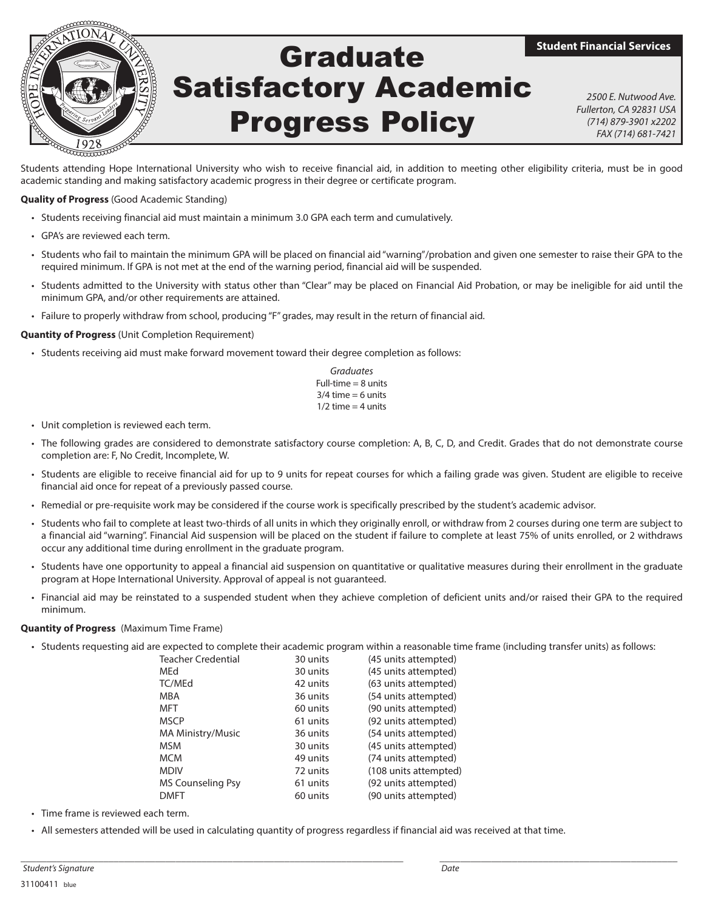**Student Financial Services**

# Graduate Satisfactory Academic Progress Policy

*2500 E. Nutwood Ave.*
*Fullerton, CA 92831 USA*
*(714) 879-3901 x2202*
*FAX (714) 681-7421*

Students attending Hope International University who wish to receive financial aid, in addition to meeting other eligibility criteria, must be in good academic standing and making satisfactory academic progress in their degree or certificate program.

**Quality of Progress** (Good Academic Standing)

- Students receiving financial aid must maintain a minimum 3.0 GPA each term and cumulatively.
- GPA's are reviewed each term.
- Students who fail to maintain the minimum GPA will be placed on financial aid "warning"/probation and given one semester to raise their GPA to the required minimum. If GPA is not met at the end of the warning period, financial aid will be suspended.
- Students admitted to the University with status other than "Clear" may be placed on Financial Aid Probation, or may be ineligible for aid until the minimum GPA, and/or other requirements are attained.
- Failure to properly withdraw from school, producing "F" grades, may result in the return of financial aid.

**Quantity of Progress** (Unit Completion Requirement)

- Students receiving aid must make forward movement toward their degree completion as follows:

*Graduates*
Full-time = 8 units
3/4 time = 6 units
1/2 time = 4 units

- Unit completion is reviewed each term.
- The following grades are considered to demonstrate satisfactory course completion: A, B, C, D, and Credit. Grades that do not demonstrate course completion are: F, No Credit, Incomplete, W.
- Students are eligible to receive financial aid for up to 9 units for repeat courses for which a failing grade was given. Student are eligible to receive financial aid once for repeat of a previously passed course.
- Remedial or pre-requisite work may be considered if the course work is specifically prescribed by the student's academic advisor.
- Students who fail to complete at least two-thirds of all units in which they originally enroll, or withdraw from 2 courses during one term are subject to a financial aid "warning". Financial Aid suspension will be placed on the student if failure to complete at least 75% of units enrolled, or 2 withdraws occur any additional time during enrollment in the graduate program.
- Students have one opportunity to appeal a financial aid suspension on quantitative or qualitative measures during their enrollment in the graduate program at Hope International University. Approval of appeal is not guaranteed.
- Financial aid may be reinstated to a suspended student when they achieve completion of deficient units and/or raised their GPA to the required minimum.

**Quantity of Progress** (Maximum Time Frame)

- Students requesting aid are expected to complete their academic program within a reasonable time frame (including transfer units) as follows:

| Program | Units | Maximum |
|---|---|---|
| Teacher Credential | 30 units | (45 units attempted) |
| MEd | 30 units | (45 units attempted) |
| TC/MEd | 42 units | (63 units attempted) |
| MBA | 36 units | (54 units attempted) |
| MFT | 60 units | (90 units attempted) |
| MSCP | 61 units | (92 units attempted) |
| MA Ministry/Music | 36 units | (54 units attempted) |
| MSM | 30 units | (45 units attempted) |
| MCM | 49 units | (74 units attempted) |
| MDIV | 72 units | (108 units attempted) |
| MS Counseling Psy | 61 units | (92 units attempted) |
| DMFT | 60 units | (90 units attempted) |

- Time frame is reviewed each term.
- All semesters attended will be used in calculating quantity of progress regardless if financial aid was received at that time.

_______________________________________ *Student's Signature*

_______________________ *Date*

31100411 blue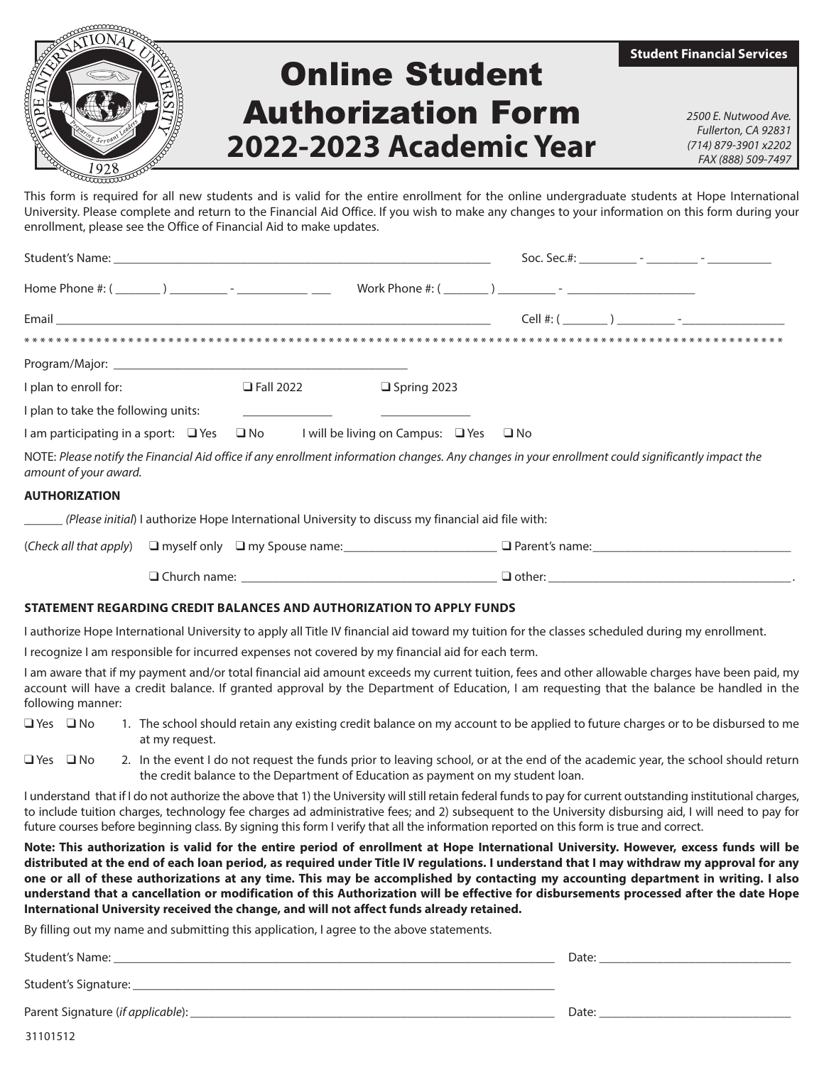# Online Student Authorization Form
## 2022-2023 Academic Year

**Student Financial Services**

*2500 E. Nutwood Ave.*
*Fullerton, CA 92831*
*(714) 879-3901 x2202*
*FAX (888) 509-7497*

This form is required for all new students and is valid for the entire enrollment for the online undergraduate students at Hope International University. Please complete and return to the Financial Aid Office. If you wish to make any changes to your information on this form during your enrollment, please see the Office of Financial Aid to make updates.

Student's Name: ______________________________________________ Soc. Sec.#: _________ - ________ - __________

Home Phone #: ( _______ ) _________ - ___________ ___ Work Phone #: ( _______ ) _________ - ____________________

Email ____________________________________________________________ Cell #: ( _______ ) _________ -________________

* * * * * * * * * * * * * * * * * * * * * * * * * * * * * * * * * * * * * * * * * * * * * * * * * * * * * * * * * * * * * * * * * * * * * * * * * * * * * * * * * * * * * * * * * *

Program/Major: _______________________________________________

I plan to enroll for: ❑ Fall 2022 ❑ Spring 2023

I plan to take the following units: ______________ ______________

I am participating in a sport: ❑ Yes ❑ No I will be living on Campus: ❑ Yes ❑ No

NOTE: *Please notify the Financial Aid office if any enrollment information changes. Any changes in your enrollment could significantly impact the amount of your award.*

**AUTHORIZATION**

______ *(Please initial)* I authorize Hope International University to discuss my financial aid file with:

(*Check all that apply*) ❑ myself only ❑ my Spouse name:________________________ ❑ Parent's name:_______________________________

❑ Church name: _________________________________________ ❑ other: ________________________________________.

**STATEMENT REGARDING CREDIT BALANCES AND AUTHORIZATION TO APPLY FUNDS**

I authorize Hope International University to apply all Title IV financial aid toward my tuition for the classes scheduled during my enrollment.

I recognize I am responsible for incurred expenses not covered by my financial aid for each term.

I am aware that if my payment and/or total financial aid amount exceeds my current tuition, fees and other allowable charges have been paid, my account will have a credit balance. If granted approval by the Department of Education, I am requesting that the balance be handled in the following manner:

❑ Yes ❑ No 1. The school should retain any existing credit balance on my account to be applied to future charges or to be disbursed to me at my request.

❑ Yes ❑ No 2. In the event I do not request the funds prior to leaving school, or at the end of the academic year, the school should return the credit balance to the Department of Education as payment on my student loan.

I understand that if I do not authorize the above that 1) the University will still retain federal funds to pay for current outstanding institutional charges, to include tuition charges, technology fee charges ad administrative fees; and 2) subsequent to the University disbursing aid, I will need to pay for future courses before beginning class. By signing this form I verify that all the information reported on this form is true and correct.

**Note: This authorization is valid for the entire period of enrollment at Hope International University. However, excess funds will be distributed at the end of each loan period, as required under Title IV regulations. I understand that I may withdraw my approval for any one or all of these authorizations at any time. This may be accomplished by contacting my accounting department in writing. I also understand that a cancellation or modification of this Authorization will be effective for disbursements processed after the date Hope International University received the change, and will not affect funds already retained.**

By filling out my name and submitting this application, I agree to the above statements.

Student's Name: ____________________________________________________________ Date: ____________________________

Student's Signature: _________________________________________________________

Parent Signature (*if applicable*): ____________________________________________ Date: ____________________________

31101512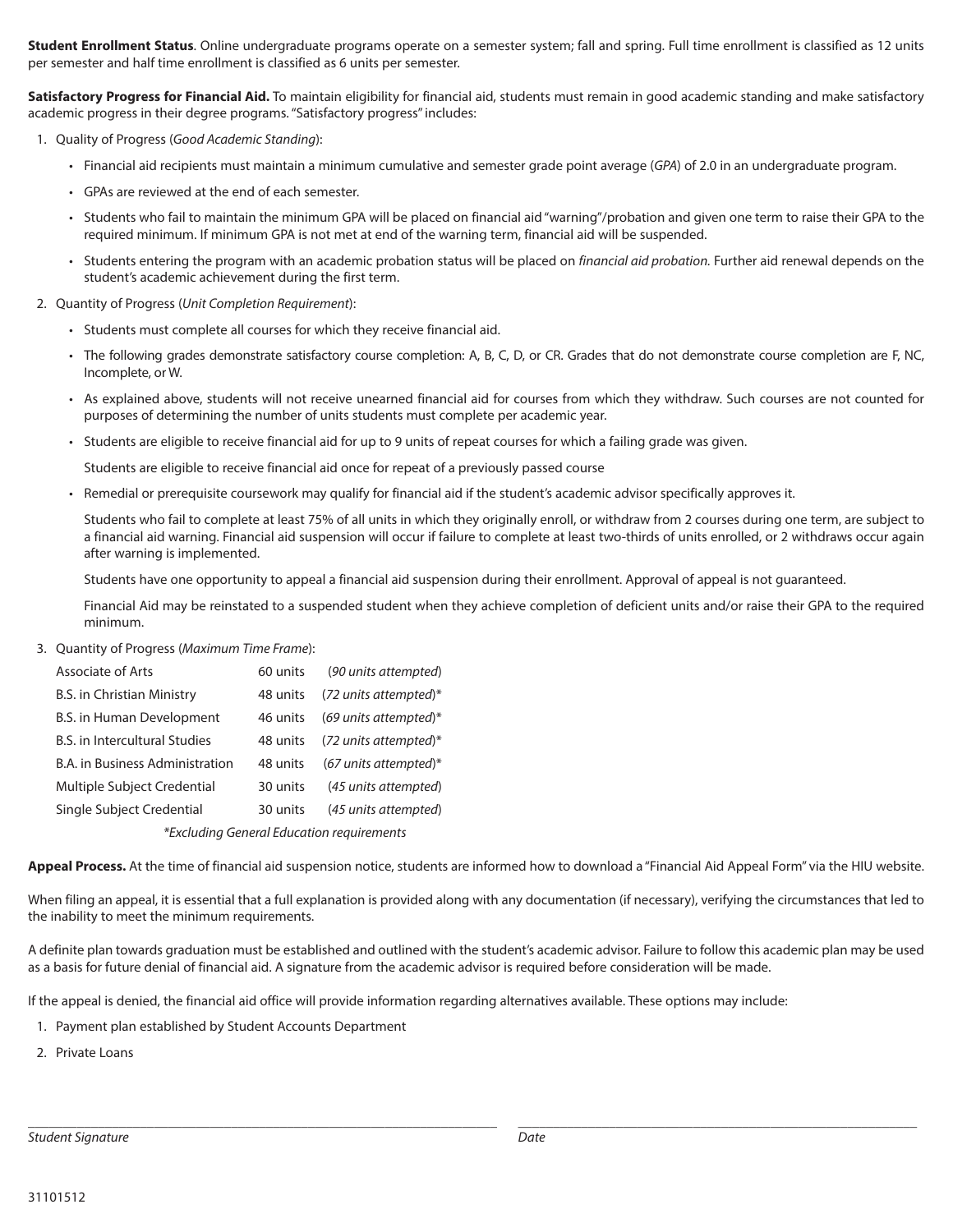**Student Enrollment Status**. Online undergraduate programs operate on a semester system; fall and spring. Full time enrollment is classified as 12 units per semester and half time enrollment is classified as 6 units per semester.

**Satisfactory Progress for Financial Aid.** To maintain eligibility for financial aid, students must remain in good academic standing and make satisfactory academic progress in their degree programs. "Satisfactory progress" includes:

1. Quality of Progress (*Good Academic Standing*):
   - Financial aid recipients must maintain a minimum cumulative and semester grade point average (*GPA*) of 2.0 in an undergraduate program.
   - GPAs are reviewed at the end of each semester.
   - Students who fail to maintain the minimum GPA will be placed on financial aid "warning"/probation and given one term to raise their GPA to the required minimum. If minimum GPA is not met at end of the warning term, financial aid will be suspended.
   - Students entering the program with an academic probation status will be placed on *financial aid probation.* Further aid renewal depends on the student's academic achievement during the first term.
2. Quantity of Progress (*Unit Completion Requirement*):
   - Students must complete all courses for which they receive financial aid.
   - The following grades demonstrate satisfactory course completion: A, B, C, D, or CR. Grades that do not demonstrate course completion are F, NC, Incomplete, or W.
   - As explained above, students will not receive unearned financial aid for courses from which they withdraw. Such courses are not counted for purposes of determining the number of units students must complete per academic year.
   - Students are eligible to receive financial aid for up to 9 units of repeat courses for which a failing grade was given.

     Students are eligible to receive financial aid once for repeat of a previously passed course
   - Remedial or prerequisite coursework may qualify for financial aid if the student's academic advisor specifically approves it.

     Students who fail to complete at least 75% of all units in which they originally enroll, or withdraw from 2 courses during one term, are subject to a financial aid warning. Financial aid suspension will occur if failure to complete at least two-thirds of units enrolled, or 2 withdraws occur again after warning is implemented.

     Students have one opportunity to appeal a financial aid suspension during their enrollment. Approval of appeal is not guaranteed.

     Financial Aid may be reinstated to a suspended student when they achieve completion of deficient units and/or raise their GPA to the required minimum.
3. Quantity of Progress (*Maximum Time Frame*):

| | | |
|---|---|---|
| Associate of Arts | 60 units | (*90 units attempted*) |
| B.S. in Christian Ministry | 48 units | (*72 units attempted*)* |
| B.S. in Human Development | 46 units | (*69 units attempted*)* |
| B.S. in Intercultural Studies | 48 units | (*72 units attempted*)* |
| B.A. in Business Administration | 48 units | (*67 units attempted*)* |
| Multiple Subject Credential | 30 units | (*45 units attempted*) |
| Single Subject Credential | 30 units | (*45 units attempted*) |

*\*Excluding General Education requirements*

**Appeal Process.** At the time of financial aid suspension notice, students are informed how to download a "Financial Aid Appeal Form" via the HIU website.

When filing an appeal, it is essential that a full explanation is provided along with any documentation (if necessary), verifying the circumstances that led to the inability to meet the minimum requirements.

A definite plan towards graduation must be established and outlined with the student's academic advisor. Failure to follow this academic plan may be used as a basis for future denial of financial aid. A signature from the academic advisor is required before consideration will be made.

If the appeal is denied, the financial aid office will provide information regarding alternatives available. These options may include:

1. Payment plan established by Student Accounts Department
2. Private Loans

_______________________________ _______________________________

*Student Signature* *Date*

31101512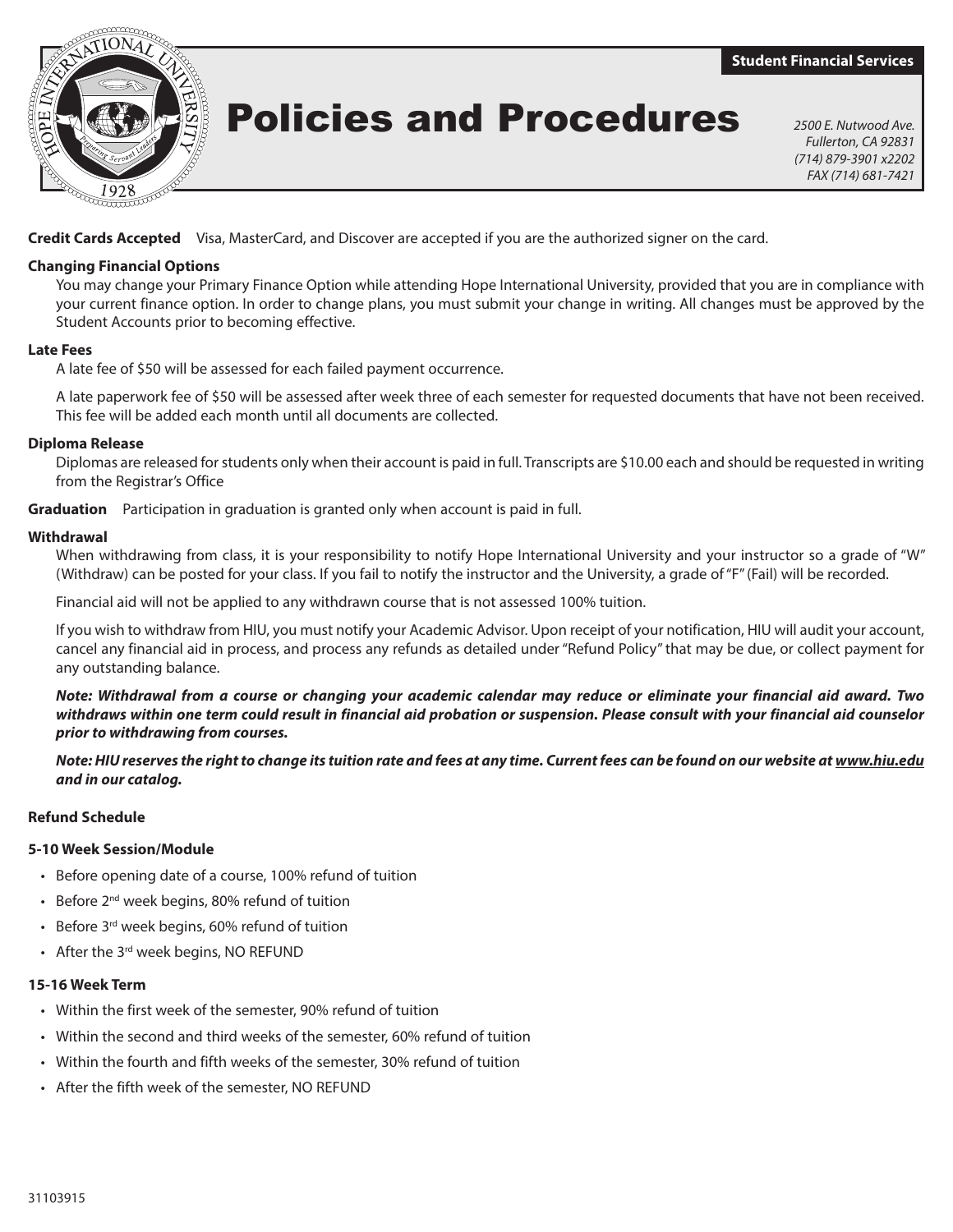Student Financial Services

# Policies and Procedures

*2500 E. Nutwood Ave.*
*Fullerton, CA 92831*
*(714) 879-3901 x2202*
*FAX (714) 681-7421*

**Credit Cards Accepted** Visa, MasterCard, and Discover are accepted if you are the authorized signer on the card.

**Changing Financial Options**

You may change your Primary Finance Option while attending Hope International University, provided that you are in compliance with your current finance option. In order to change plans, you must submit your change in writing. All changes must be approved by the Student Accounts prior to becoming effective.

**Late Fees**

A late fee of $50 will be assessed for each failed payment occurrence.

A late paperwork fee of $50 will be assessed after week three of each semester for requested documents that have not been received. This fee will be added each month until all documents are collected.

**Diploma Release**

Diplomas are released for students only when their account is paid in full. Transcripts are $10.00 each and should be requested in writing from the Registrar's Office

**Graduation** Participation in graduation is granted only when account is paid in full.

**Withdrawal**

When withdrawing from class, it is your responsibility to notify Hope International University and your instructor so a grade of "W" (Withdraw) can be posted for your class. If you fail to notify the instructor and the University, a grade of "F" (Fail) will be recorded.

Financial aid will not be applied to any withdrawn course that is not assessed 100% tuition.

If you wish to withdraw from HIU, you must notify your Academic Advisor. Upon receipt of your notification, HIU will audit your account, cancel any financial aid in process, and process any refunds as detailed under "Refund Policy" that may be due, or collect payment for any outstanding balance.

***Note: Withdrawal from a course or changing your academic calendar may reduce or eliminate your financial aid award. Two withdraws within one term could result in financial aid probation or suspension. Please consult with your financial aid counselor prior to withdrawing from courses.***

***Note: HIU reserves the right to change its tuition rate and fees at any time. Current fees can be found on our website at www.hiu.edu and in our catalog.***

**Refund Schedule**

**5-10 Week Session/Module**

- Before opening date of a course, 100% refund of tuition
- Before 2nd week begins, 80% refund of tuition
- Before 3rd week begins, 60% refund of tuition
- After the 3rd week begins, NO REFUND

**15-16 Week Term**

- Within the first week of the semester, 90% refund of tuition
- Within the second and third weeks of the semester, 60% refund of tuition
- Within the fourth and fifth weeks of the semester, 30% refund of tuition
- After the fifth week of the semester, NO REFUND

31103915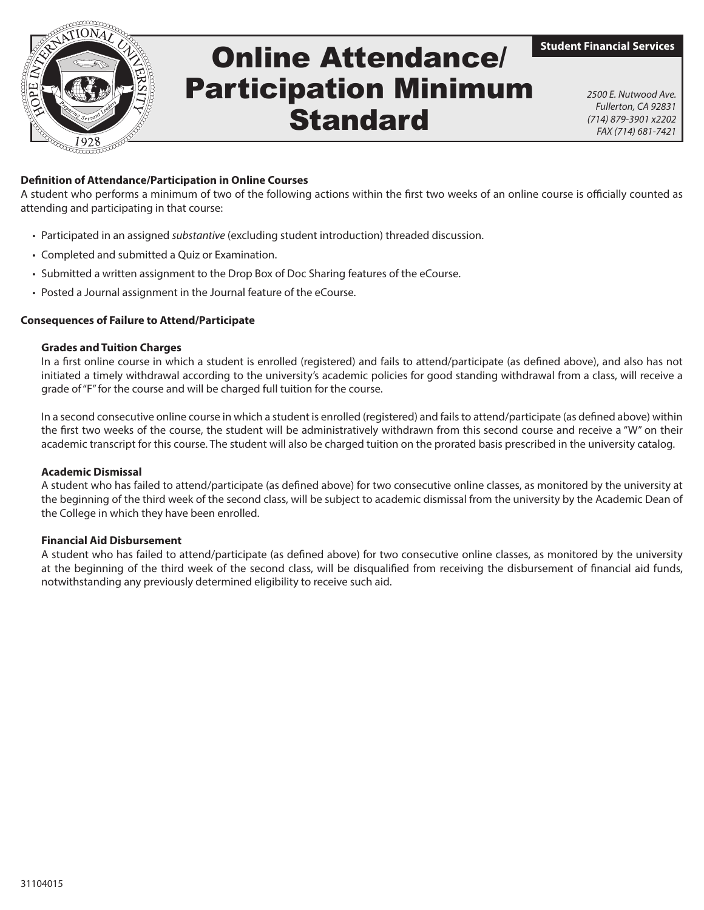Student Financial Services

# Online Attendance/ Participation Minimum Standard

*2500 E. Nutwood Ave.*
*Fullerton, CA 92831*
*(714) 879-3901 x2202*
*FAX (714) 681-7421*

**Definition of Attendance/Participation in Online Courses**

A student who performs a minimum of two of the following actions within the first two weeks of an online course is officially counted as attending and participating in that course:

- Participated in an assigned *substantive* (excluding student introduction) threaded discussion.
- Completed and submitted a Quiz or Examination.
- Submitted a written assignment to the Drop Box of Doc Sharing features of the eCourse.
- Posted a Journal assignment in the Journal feature of the eCourse.

**Consequences of Failure to Attend/Participate**

**Grades and Tuition Charges**

In a first online course in which a student is enrolled (registered) and fails to attend/participate (as defined above), and also has not initiated a timely withdrawal according to the university's academic policies for good standing withdrawal from a class, will receive a grade of "F" for the course and will be charged full tuition for the course.

In a second consecutive online course in which a student is enrolled (registered) and fails to attend/participate (as defined above) within the first two weeks of the course, the student will be administratively withdrawn from this second course and receive a "W" on their academic transcript for this course. The student will also be charged tuition on the prorated basis prescribed in the university catalog.

**Academic Dismissal**

A student who has failed to attend/participate (as defined above) for two consecutive online classes, as monitored by the university at the beginning of the third week of the second class, will be subject to academic dismissal from the university by the Academic Dean of the College in which they have been enrolled.

**Financial Aid Disbursement**

A student who has failed to attend/participate (as defined above) for two consecutive online classes, as monitored by the university at the beginning of the third week of the second class, will be disqualified from receiving the disbursement of financial aid funds, notwithstanding any previously determined eligibility to receive such aid.

31104015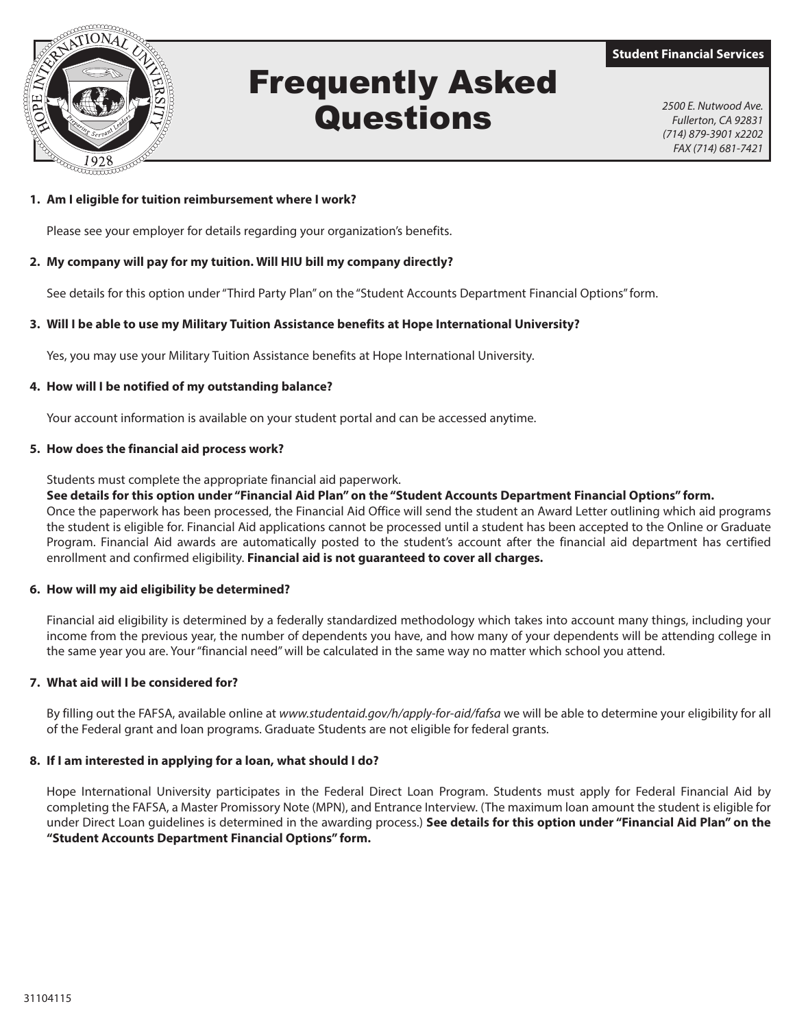**Student Financial Services**

# Frequently Asked Questions

*2500 E. Nutwood Ave.*
*Fullerton, CA 92831*
*(714) 879-3901 x2202*
*FAX (714) 681-7421*

1. **Am I eligible for tuition reimbursement where I work?**

   Please see your employer for details regarding your organization's benefits.

2. **My company will pay for my tuition. Will HIU bill my company directly?**

   See details for this option under "Third Party Plan" on the "Student Accounts Department Financial Options" form.

3. **Will I be able to use my Military Tuition Assistance benefits at Hope International University?**

   Yes, you may use your Military Tuition Assistance benefits at Hope International University.

4. **How will I be notified of my outstanding balance?**

   Your account information is available on your student portal and can be accessed anytime.

5. **How does the financial aid process work?**

   Students must complete the appropriate financial aid paperwork.
   **See details for this option under "Financial Aid Plan" on the "Student Accounts Department Financial Options" form.**
   Once the paperwork has been processed, the Financial Aid Office will send the student an Award Letter outlining which aid programs the student is eligible for. Financial Aid applications cannot be processed until a student has been accepted to the Online or Graduate Program. Financial Aid awards are automatically posted to the student's account after the financial aid department has certified enrollment and confirmed eligibility. **Financial aid is not guaranteed to cover all charges.**

6. **How will my aid eligibility be determined?**

   Financial aid eligibility is determined by a federally standardized methodology which takes into account many things, including your income from the previous year, the number of dependents you have, and how many of your dependents will be attending college in the same year you are. Your "financial need" will be calculated in the same way no matter which school you attend.

7. **What aid will I be considered for?**

   By filling out the FAFSA, available online at *www.studentaid.gov/h/apply-for-aid/fafsa* we will be able to determine your eligibility for all of the Federal grant and loan programs. Graduate Students are not eligible for federal grants.

8. **If I am interested in applying for a loan, what should I do?**

   Hope International University participates in the Federal Direct Loan Program. Students must apply for Federal Financial Aid by completing the FAFSA, a Master Promissory Note (MPN), and Entrance Interview. (The maximum loan amount the student is eligible for under Direct Loan guidelines is determined in the awarding process.) **See details for this option under "Financial Aid Plan" on the "Student Accounts Department Financial Options" form.**

31104115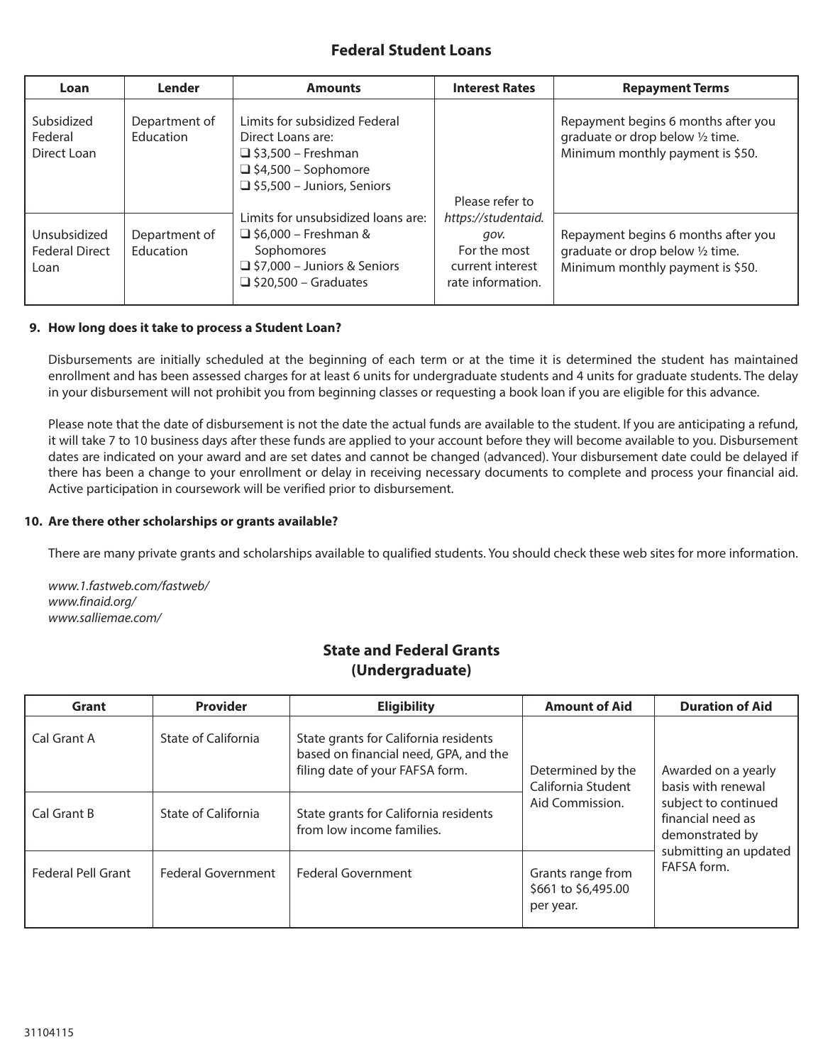## Federal Student Loans

| Loan | Lender | Amounts | Interest Rates | Repayment Terms |
|---|---|---|---|---|
| Subsidized Federal Direct Loan | Department of Education | Limits for subsidized Federal Direct Loans are:<br>❑ $3,500 – Freshman<br>❑ $4,500 – Sophomore<br>❑ $5,500 – Juniors, Seniors | Please refer to *https://studentaid.gov.* For the most current interest rate information. | Repayment begins 6 months after you graduate or drop below ½ time. Minimum monthly payment is $50. |
| Unsubsidized Federal Direct Loan | Department of Education | Limits for unsubsidized loans are:<br>❑ $6,000 – Freshman & Sophomores<br>❑ $7,000 – Juniors & Seniors<br>❑ $20,500 – Graduates | | Repayment begins 6 months after you graduate or drop below ½ time. Minimum monthly payment is $50. |

**9. How long does it take to process a Student Loan?**

Disbursements are initially scheduled at the beginning of each term or at the time it is determined the student has maintained enrollment and has been assessed charges for at least 6 units for undergraduate students and 4 units for graduate students. The delay in your disbursement will not prohibit you from beginning classes or requesting a book loan if you are eligible for this advance.

Please note that the date of disbursement is not the date the actual funds are available to the student. If you are anticipating a refund, it will take 7 to 10 business days after these funds are applied to your account before they will become available to you. Disbursement dates are indicated on your award and are set dates and cannot be changed (advanced). Your disbursement date could be delayed if there has been a change to your enrollment or delay in receiving necessary documents to complete and process your financial aid. Active participation in coursework will be verified prior to disbursement.

**10. Are there other scholarships or grants available?**

There are many private grants and scholarships available to qualified students. You should check these web sites for more information.

*www.1.fastweb.com/fastweb/*
*www.finaid.org/*
*www.salliemae.com/*

## State and Federal Grants (Undergraduate)

| Grant | Provider | Eligibility | Amount of Aid | Duration of Aid |
|---|---|---|---|---|
| Cal Grant A | State of California | State grants for California residents based on financial need, GPA, and the filing date of your FAFSA form. | Determined by the California Student Aid Commission. | Awarded on a yearly basis with renewal subject to continued financial need as demonstrated by submitting an updated FAFSA form. |
| Cal Grant B | State of California | State grants for California residents from low income families. | | |
| Federal Pell Grant | Federal Government | Federal Government | Grants range from $661 to $6,495.00 per year. | |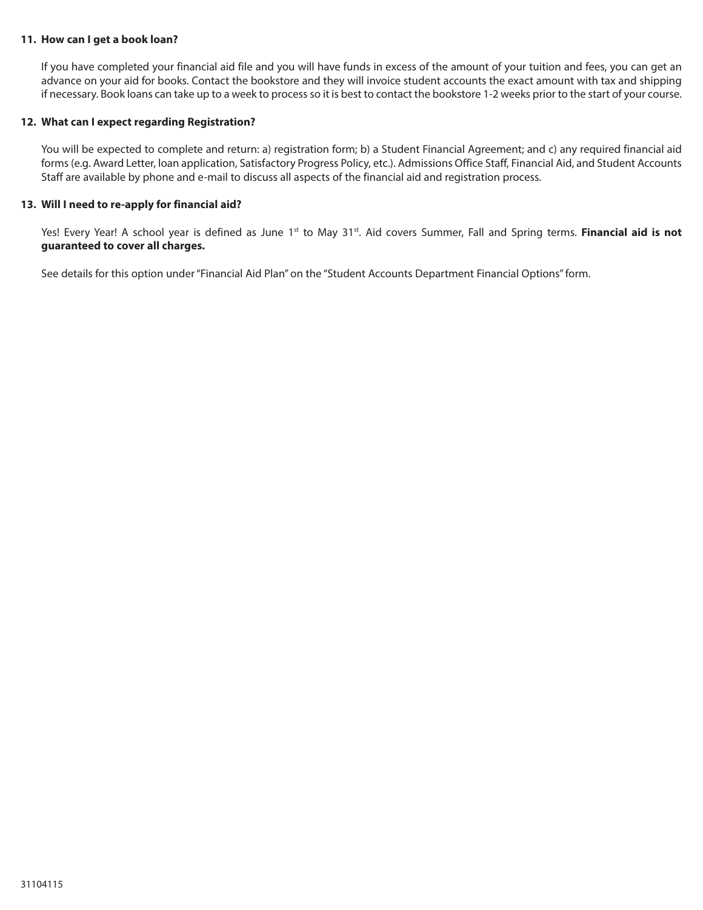**11. How can I get a book loan?**

If you have completed your financial aid file and you will have funds in excess of the amount of your tuition and fees, you can get an advance on your aid for books. Contact the bookstore and they will invoice student accounts the exact amount with tax and shipping if necessary. Book loans can take up to a week to process so it is best to contact the bookstore 1-2 weeks prior to the start of your course.

**12. What can I expect regarding Registration?**

You will be expected to complete and return: a) registration form; b) a Student Financial Agreement; and c) any required financial aid forms (e.g. Award Letter, loan application, Satisfactory Progress Policy, etc.). Admissions Office Staff, Financial Aid, and Student Accounts Staff are available by phone and e-mail to discuss all aspects of the financial aid and registration process.

**13. Will I need to re-apply for financial aid?**

Yes! Every Year! A school year is defined as June 1st to May 31st. Aid covers Summer, Fall and Spring terms. **Financial aid is not guaranteed to cover all charges.**

See details for this option under "Financial Aid Plan" on the "Student Accounts Department Financial Options" form.

31104115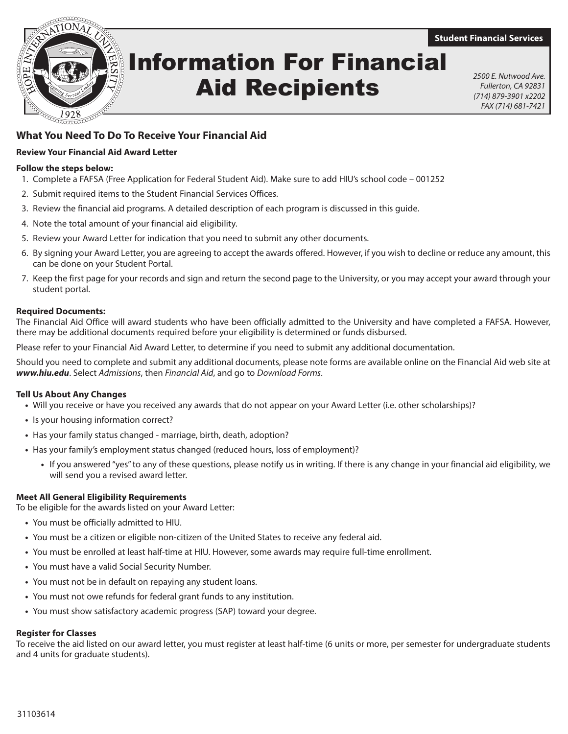Student Financial Services

# Information For Financial Aid Recipients

*2500 E. Nutwood Ave.*
*Fullerton, CA 92831*
*(714) 879-3901 x2202*
*FAX (714) 681-7421*

## What You Need To Do To Receive Your Financial Aid

**Review Your Financial Aid Award Letter**

**Follow the steps below:**

1. Complete a FAFSA (Free Application for Federal Student Aid). Make sure to add HIU's school code – 001252
2. Submit required items to the Student Financial Services Offices.
3. Review the financial aid programs. A detailed description of each program is discussed in this guide.
4. Note the total amount of your financial aid eligibility.
5. Review your Award Letter for indication that you need to submit any other documents.
6. By signing your Award Letter, you are agreeing to accept the awards offered. However, if you wish to decline or reduce any amount, this can be done on your Student Portal.
7. Keep the first page for your records and sign and return the second page to the University, or you may accept your award through your student portal.

**Required Documents:**

The Financial Aid Office will award students who have been officially admitted to the University and have completed a FAFSA. However, there may be additional documents required before your eligibility is determined or funds disbursed.

Please refer to your Financial Aid Award Letter, to determine if you need to submit any additional documentation.

Should you need to complete and submit any additional documents, please note forms are available online on the Financial Aid web site at ***www.hiu.edu***. Select *Admissions*, then *Financial Aid*, and go to *Download Forms*.

**Tell Us About Any Changes**

- Will you receive or have you received any awards that do not appear on your Award Letter (i.e. other scholarships)?
- Is your housing information correct?
- Has your family status changed - marriage, birth, death, adoption?
- Has your family's employment status changed (reduced hours, loss of employment)?
  - If you answered "yes" to any of these questions, please notify us in writing. If there is any change in your financial aid eligibility, we will send you a revised award letter.

**Meet All General Eligibility Requirements**

To be eligible for the awards listed on your Award Letter:

- You must be officially admitted to HIU.
- You must be a citizen or eligible non-citizen of the United States to receive any federal aid.
- You must be enrolled at least half-time at HIU. However, some awards may require full-time enrollment.
- You must have a valid Social Security Number.
- You must not be in default on repaying any student loans.
- You must not owe refunds for federal grant funds to any institution.
- You must show satisfactory academic progress (SAP) toward your degree.

**Register for Classes**

To receive the aid listed on our award letter, you must register at least half-time (6 units or more, per semester for undergraduate students and 4 units for graduate students).

31103614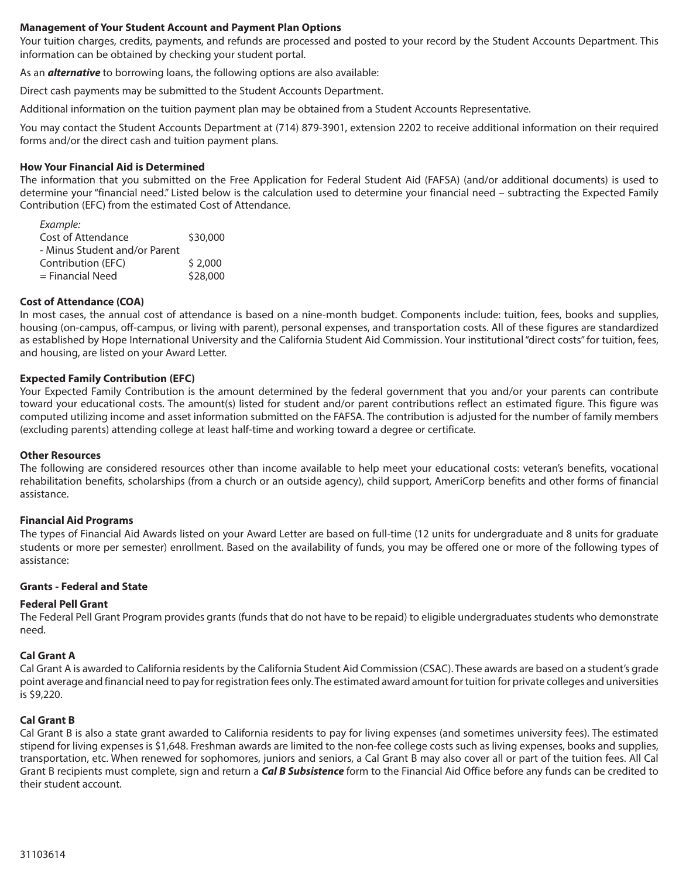**Management of Your Student Account and Payment Plan Options**

Your tuition charges, credits, payments, and refunds are processed and posted to your record by the Student Accounts Department. This information can be obtained by checking your student portal.

As an ***alternative*** to borrowing loans, the following options are also available:

Direct cash payments may be submitted to the Student Accounts Department.

Additional information on the tuition payment plan may be obtained from a Student Accounts Representative.

You may contact the Student Accounts Department at (714) 879-3901, extension 2202 to receive additional information on their required forms and/or the direct cash and tuition payment plans.

**How Your Financial Aid is Determined**

The information that you submitted on the Free Application for Federal Student Aid (FAFSA) (and/or additional documents) is used to determine your "financial need." Listed below is the calculation used to determine your financial need – subtracting the Expected Family Contribution (EFC) from the estimated Cost of Attendance.

*Example:*

| | |
|---|---|
| Cost of Attendance | \$30,000 |
| - Minus Student and/or Parent Contribution (EFC) | \$ 2,000 |
| = Financial Need | \$28,000 |

**Cost of Attendance (COA)**

In most cases, the annual cost of attendance is based on a nine-month budget. Components include: tuition, fees, books and supplies, housing (on-campus, off-campus, or living with parent), personal expenses, and transportation costs. All of these figures are standardized as established by Hope International University and the California Student Aid Commission. Your institutional "direct costs" for tuition, fees, and housing, are listed on your Award Letter.

**Expected Family Contribution (EFC)**

Your Expected Family Contribution is the amount determined by the federal government that you and/or your parents can contribute toward your educational costs. The amount(s) listed for student and/or parent contributions reflect an estimated figure. This figure was computed utilizing income and asset information submitted on the FAFSA. The contribution is adjusted for the number of family members (excluding parents) attending college at least half-time and working toward a degree or certificate.

**Other Resources**

The following are considered resources other than income available to help meet your educational costs: veteran's benefits, vocational rehabilitation benefits, scholarships (from a church or an outside agency), child support, AmeriCorp benefits and other forms of financial assistance.

**Financial Aid Programs**

The types of Financial Aid Awards listed on your Award Letter are based on full-time (12 units for undergraduate and 8 units for graduate students or more per semester) enrollment. Based on the availability of funds, you may be offered one or more of the following types of assistance:

**Grants - Federal and State**

**Federal Pell Grant**

The Federal Pell Grant Program provides grants (funds that do not have to be repaid) to eligible undergraduates students who demonstrate need.

**Cal Grant A**

Cal Grant A is awarded to California residents by the California Student Aid Commission (CSAC). These awards are based on a student's grade point average and financial need to pay for registration fees only. The estimated award amount for tuition for private colleges and universities is \$9,220.

**Cal Grant B**

Cal Grant B is also a state grant awarded to California residents to pay for living expenses (and sometimes university fees). The estimated stipend for living expenses is \$1,648. Freshman awards are limited to the non-fee college costs such as living expenses, books and supplies, transportation, etc. When renewed for sophomores, juniors and seniors, a Cal Grant B may also cover all or part of the tuition fees. All Cal Grant B recipients must complete, sign and return a ***Cal B Subsistence*** form to the Financial Aid Office before any funds can be credited to their student account.

31103614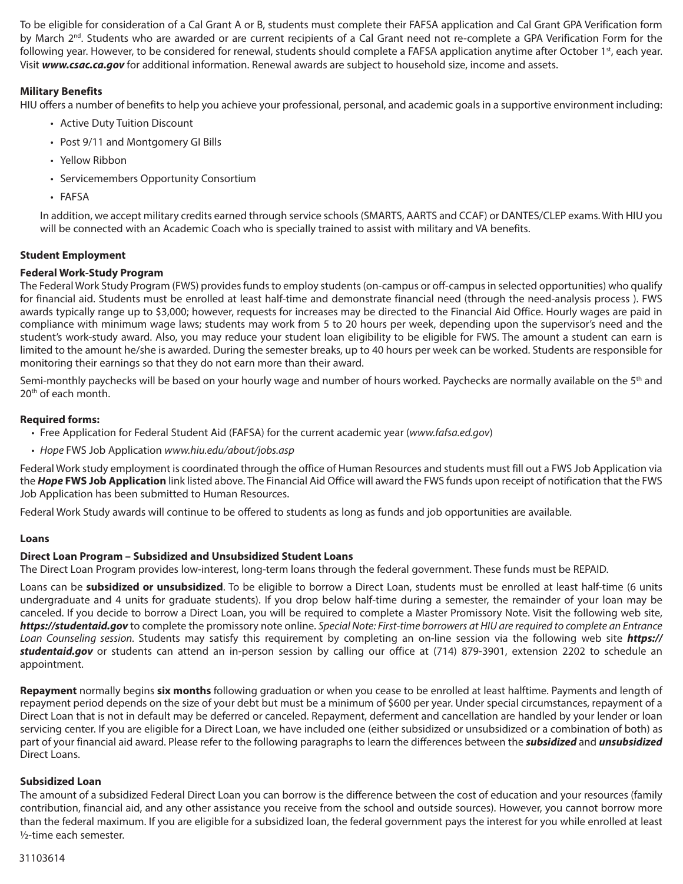To be eligible for consideration of a Cal Grant A or B, students must complete their FAFSA application and Cal Grant GPA Verification form by March 2nd. Students who are awarded or are current recipients of a Cal Grant need not re-complete a GPA Verification Form for the following year. However, to be considered for renewal, students should complete a FAFSA application anytime after October 1st, each year. Visit ***www.csac.ca.gov*** for additional information. Renewal awards are subject to household size, income and assets.

**Military Benefits**

HIU offers a number of benefits to help you achieve your professional, personal, and academic goals in a supportive environment including:

- Active Duty Tuition Discount
- Post 9/11 and Montgomery GI Bills
- Yellow Ribbon
- Servicemembers Opportunity Consortium
- FAFSA

In addition, we accept military credits earned through service schools (SMARTS, AARTS and CCAF) or DANTES/CLEP exams. With HIU you will be connected with an Academic Coach who is specially trained to assist with military and VA benefits.

**Student Employment**

**Federal Work-Study Program**

The Federal Work Study Program (FWS) provides funds to employ students (on-campus or off-campus in selected opportunities) who qualify for financial aid. Students must be enrolled at least half-time and demonstrate financial need (through the need-analysis process ). FWS awards typically range up to $3,000; however, requests for increases may be directed to the Financial Aid Office. Hourly wages are paid in compliance with minimum wage laws; students may work from 5 to 20 hours per week, depending upon the supervisor's need and the student's work-study award. Also, you may reduce your student loan eligibility to be eligible for FWS. The amount a student can earn is limited to the amount he/she is awarded. During the semester breaks, up to 40 hours per week can be worked. Students are responsible for monitoring their earnings so that they do not earn more than their award.

Semi-monthly paychecks will be based on your hourly wage and number of hours worked. Paychecks are normally available on the 5th and 20th of each month.

**Required forms:**

- Free Application for Federal Student Aid (FAFSA) for the current academic year (*www.fafsa.ed.gov*)
- *Hope* FWS Job Application *www.hiu.edu/about/jobs.asp*

Federal Work study employment is coordinated through the office of Human Resources and students must fill out a FWS Job Application via the ***Hope*** **FWS Job Application** link listed above. The Financial Aid Office will award the FWS funds upon receipt of notification that the FWS Job Application has been submitted to Human Resources.

Federal Work Study awards will continue to be offered to students as long as funds and job opportunities are available.

**Loans**

**Direct Loan Program – Subsidized and Unsubsidized Student Loans**

The Direct Loan Program provides low-interest, long-term loans through the federal government. These funds must be REPAID.

Loans can be **subsidized or unsubsidized**. To be eligible to borrow a Direct Loan, students must be enrolled at least half-time (6 units undergraduate and 4 units for graduate students). If you drop below half-time during a semester, the remainder of your loan may be canceled. If you decide to borrow a Direct Loan, you will be required to complete a Master Promissory Note. Visit the following web site, ***https://studentaid.gov*** to complete the promissory note online. *Special Note: First-time borrowers at HIU are required to complete an Entrance Loan Counseling session.* Students may satisfy this requirement by completing an on-line session via the following web site ***https://studentaid.gov*** or students can attend an in-person session by calling our office at (714) 879-3901, extension 2202 to schedule an appointment.

**Repayment** normally begins **six months** following graduation or when you cease to be enrolled at least halftime. Payments and length of repayment period depends on the size of your debt but must be a minimum of $600 per year. Under special circumstances, repayment of a Direct Loan that is not in default may be deferred or canceled. Repayment, deferment and cancellation are handled by your lender or loan servicing center. If you are eligible for a Direct Loan, we have included one (either subsidized or unsubsidized or a combination of both) as part of your financial aid award. Please refer to the following paragraphs to learn the differences between the ***subsidized*** and ***unsubsidized*** Direct Loans.

**Subsidized Loan**

The amount of a subsidized Federal Direct Loan you can borrow is the difference between the cost of education and your resources (family contribution, financial aid, and any other assistance you receive from the school and outside sources). However, you cannot borrow more than the federal maximum. If you are eligible for a subsidized loan, the federal government pays the interest for you while enrolled at least ½-time each semester.

31103614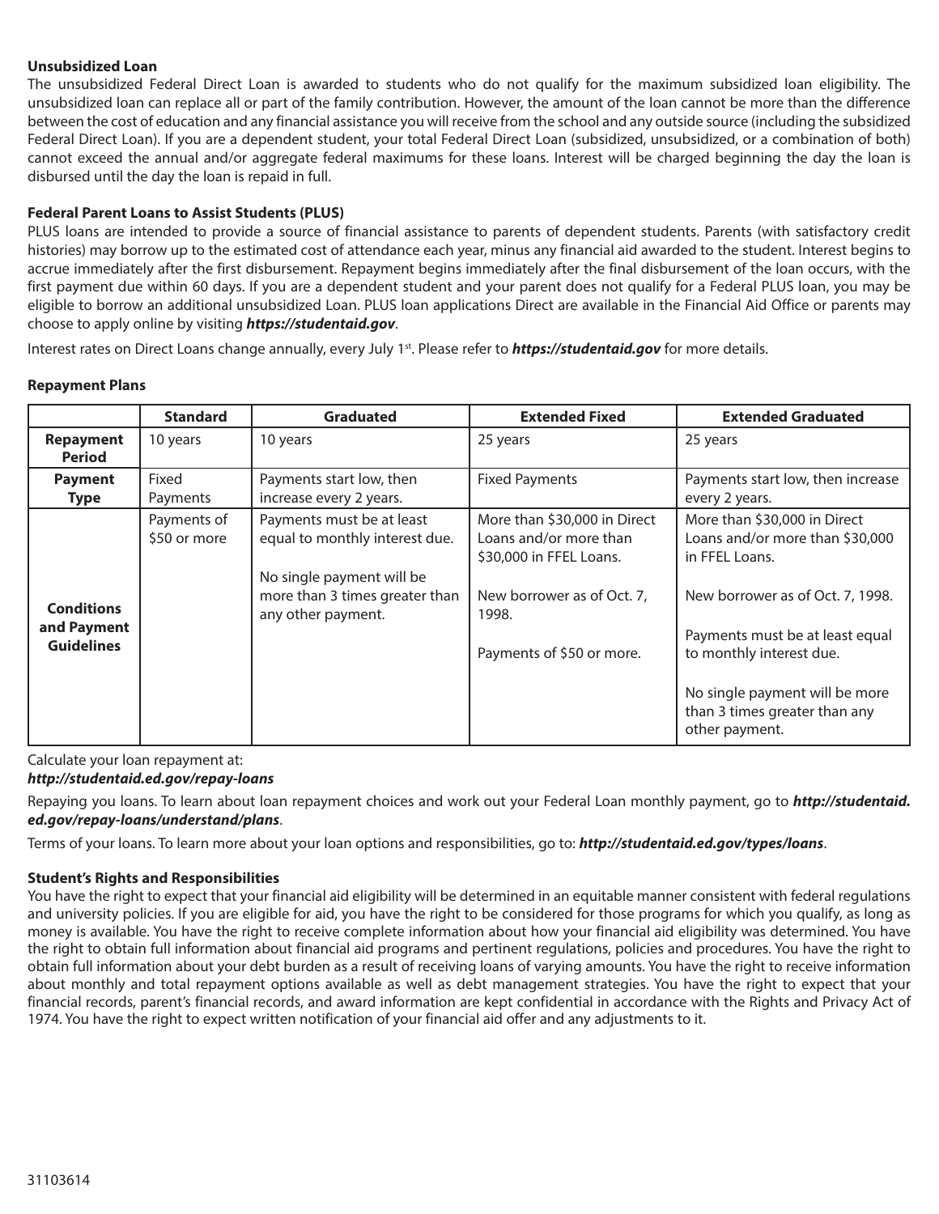**Unsubsidized Loan**

The unsubsidized Federal Direct Loan is awarded to students who do not qualify for the maximum subsidized loan eligibility. The unsubsidized loan can replace all or part of the family contribution. However, the amount of the loan cannot be more than the difference between the cost of education and any financial assistance you will receive from the school and any outside source (including the subsidized Federal Direct Loan). If you are a dependent student, your total Federal Direct Loan (subsidized, unsubsidized, or a combination of both) cannot exceed the annual and/or aggregate federal maximums for these loans. Interest will be charged beginning the day the loan is disbursed until the day the loan is repaid in full.

**Federal Parent Loans to Assist Students (PLUS)**

PLUS loans are intended to provide a source of financial assistance to parents of dependent students. Parents (with satisfactory credit histories) may borrow up to the estimated cost of attendance each year, minus any financial aid awarded to the student. Interest begins to accrue immediately after the first disbursement. Repayment begins immediately after the final disbursement of the loan occurs, with the first payment due within 60 days. If you are a dependent student and your parent does not qualify for a Federal PLUS loan, you may be eligible to borrow an additional unsubsidized Loan. PLUS loan applications Direct are available in the Financial Aid Office or parents may choose to apply online by visiting ***https://studentaid.gov***.

Interest rates on Direct Loans change annually, every July 1st. Please refer to ***https://studentaid.gov*** for more details.

**Repayment Plans**

| | **Standard** | **Graduated** | **Extended Fixed** | **Extended Graduated** |
|---|---|---|---|---|
| **Repayment Period** | 10 years | 10 years | 25 years | 25 years |
| **Payment Type** | Fixed Payments | Payments start low, then increase every 2 years. | Fixed Payments | Payments start low, then increase every 2 years. |
| **Conditions and Payment Guidelines** | Payments of $50 or more | Payments must be at least equal to monthly interest due.<br><br>No single payment will be more than 3 times greater than any other payment. | More than $30,000 in Direct Loans and/or more than $30,000 in FFEL Loans.<br><br>New borrower as of Oct. 7, 1998.<br><br>Payments of $50 or more. | More than $30,000 in Direct Loans and/or more than $30,000 in FFEL Loans.<br><br>New borrower as of Oct. 7, 1998.<br><br>Payments must be at least equal to monthly interest due.<br><br>No single payment will be more than 3 times greater than any other payment. |

Calculate your loan repayment at:
***http://studentaid.ed.gov/repay-loans***

Repaying you loans. To learn about loan repayment choices and work out your Federal Loan monthly payment, go to ***http://studentaid.ed.gov/repay-loans/understand/plans***.

Terms of your loans. To learn more about your loan options and responsibilities, go to: ***http://studentaid.ed.gov/types/loans***.

**Student's Rights and Responsibilities**

You have the right to expect that your financial aid eligibility will be determined in an equitable manner consistent with federal regulations and university policies. If you are eligible for aid, you have the right to be considered for those programs for which you qualify, as long as money is available. You have the right to receive complete information about how your financial aid eligibility was determined. You have the right to obtain full information about financial aid programs and pertinent regulations, policies and procedures. You have the right to obtain full information about your debt burden as a result of receiving loans of varying amounts. You have the right to receive information about monthly and total repayment options available as well as debt management strategies. You have the right to expect that your financial records, parent's financial records, and award information are kept confidential in accordance with the Rights and Privacy Act of 1974. You have the right to expect written notification of your financial aid offer and any adjustments to it.

31103614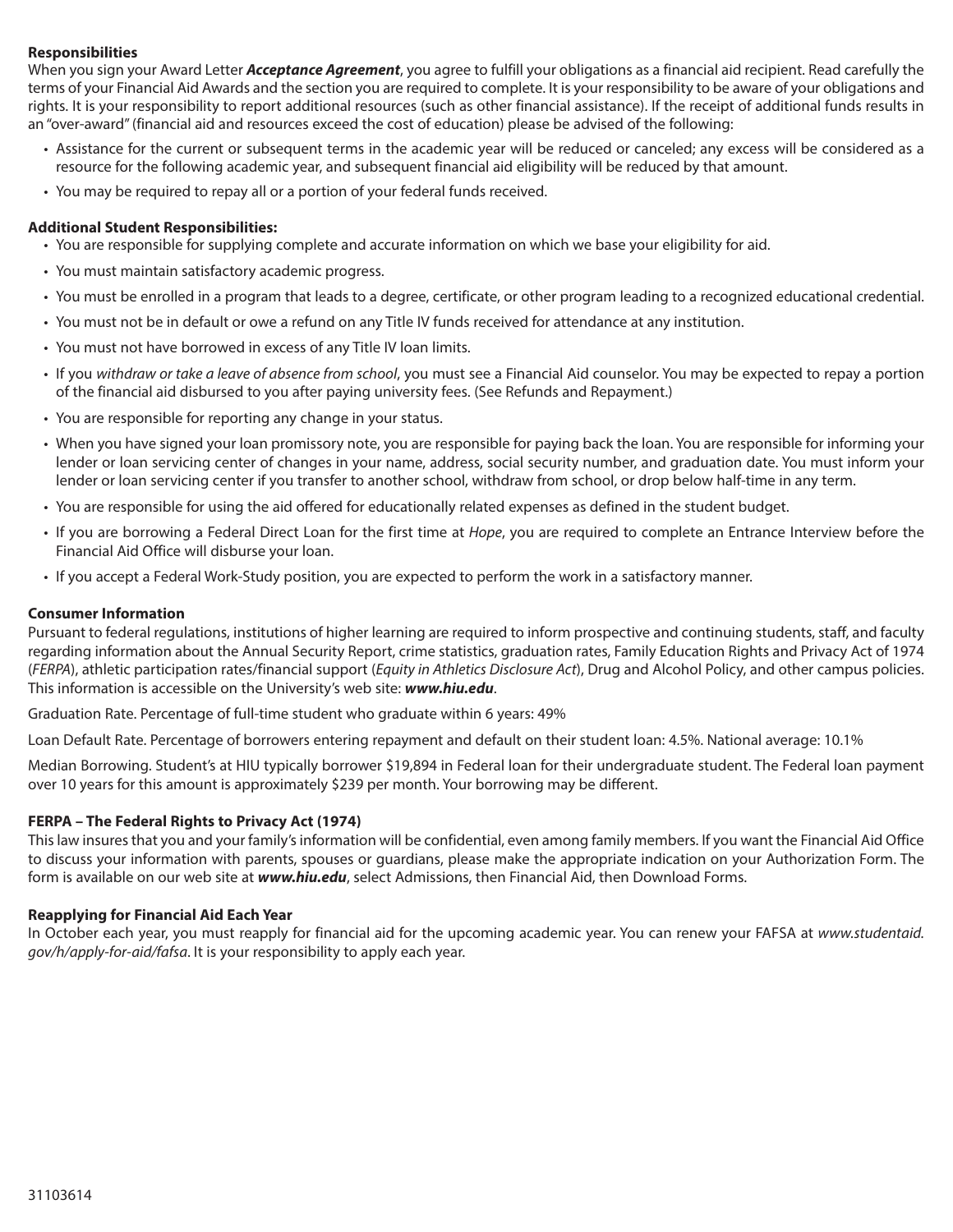**Responsibilities**

When you sign your Award Letter ***Acceptance Agreement***, you agree to fulfill your obligations as a financial aid recipient. Read carefully the terms of your Financial Aid Awards and the section you are required to complete. It is your responsibility to be aware of your obligations and rights. It is your responsibility to report additional resources (such as other financial assistance). If the receipt of additional funds results in an "over-award" (financial aid and resources exceed the cost of education) please be advised of the following:

- Assistance for the current or subsequent terms in the academic year will be reduced or canceled; any excess will be considered as a resource for the following academic year, and subsequent financial aid eligibility will be reduced by that amount.
- You may be required to repay all or a portion of your federal funds received.

**Additional Student Responsibilities:**

- You are responsible for supplying complete and accurate information on which we base your eligibility for aid.
- You must maintain satisfactory academic progress.
- You must be enrolled in a program that leads to a degree, certificate, or other program leading to a recognized educational credential.
- You must not be in default or owe a refund on any Title IV funds received for attendance at any institution.
- You must not have borrowed in excess of any Title IV loan limits.
- If you *withdraw or take a leave of absence from school*, you must see a Financial Aid counselor. You may be expected to repay a portion of the financial aid disbursed to you after paying university fees. (See Refunds and Repayment.)
- You are responsible for reporting any change in your status.
- When you have signed your loan promissory note, you are responsible for paying back the loan. You are responsible for informing your lender or loan servicing center of changes in your name, address, social security number, and graduation date. You must inform your lender or loan servicing center if you transfer to another school, withdraw from school, or drop below half-time in any term.
- You are responsible for using the aid offered for educationally related expenses as defined in the student budget.
- If you are borrowing a Federal Direct Loan for the first time at *Hope*, you are required to complete an Entrance Interview before the Financial Aid Office will disburse your loan.
- If you accept a Federal Work-Study position, you are expected to perform the work in a satisfactory manner.

**Consumer Information**

Pursuant to federal regulations, institutions of higher learning are required to inform prospective and continuing students, staff, and faculty regarding information about the Annual Security Report, crime statistics, graduation rates, Family Education Rights and Privacy Act of 1974 (*FERPA*), athletic participation rates/financial support (*Equity in Athletics Disclosure Act*), Drug and Alcohol Policy, and other campus policies. This information is accessible on the University's web site: ***www.hiu.edu***.

Graduation Rate. Percentage of full-time student who graduate within 6 years: 49%

Loan Default Rate. Percentage of borrowers entering repayment and default on their student loan: 4.5%. National average: 10.1%

Median Borrowing. Student's at HIU typically borrower $19,894 in Federal loan for their undergraduate student. The Federal loan payment over 10 years for this amount is approximately $239 per month. Your borrowing may be different.

**FERPA – The Federal Rights to Privacy Act (1974)**

This law insures that you and your family's information will be confidential, even among family members. If you want the Financial Aid Office to discuss your information with parents, spouses or guardians, please make the appropriate indication on your Authorization Form. The form is available on our web site at ***www.hiu.edu***, select Admissions, then Financial Aid, then Download Forms.

**Reapplying for Financial Aid Each Year**

In October each year, you must reapply for financial aid for the upcoming academic year. You can renew your FAFSA at *www.studentaid.gov/h/apply-for-aid/fafsa*. It is your responsibility to apply each year.

31103614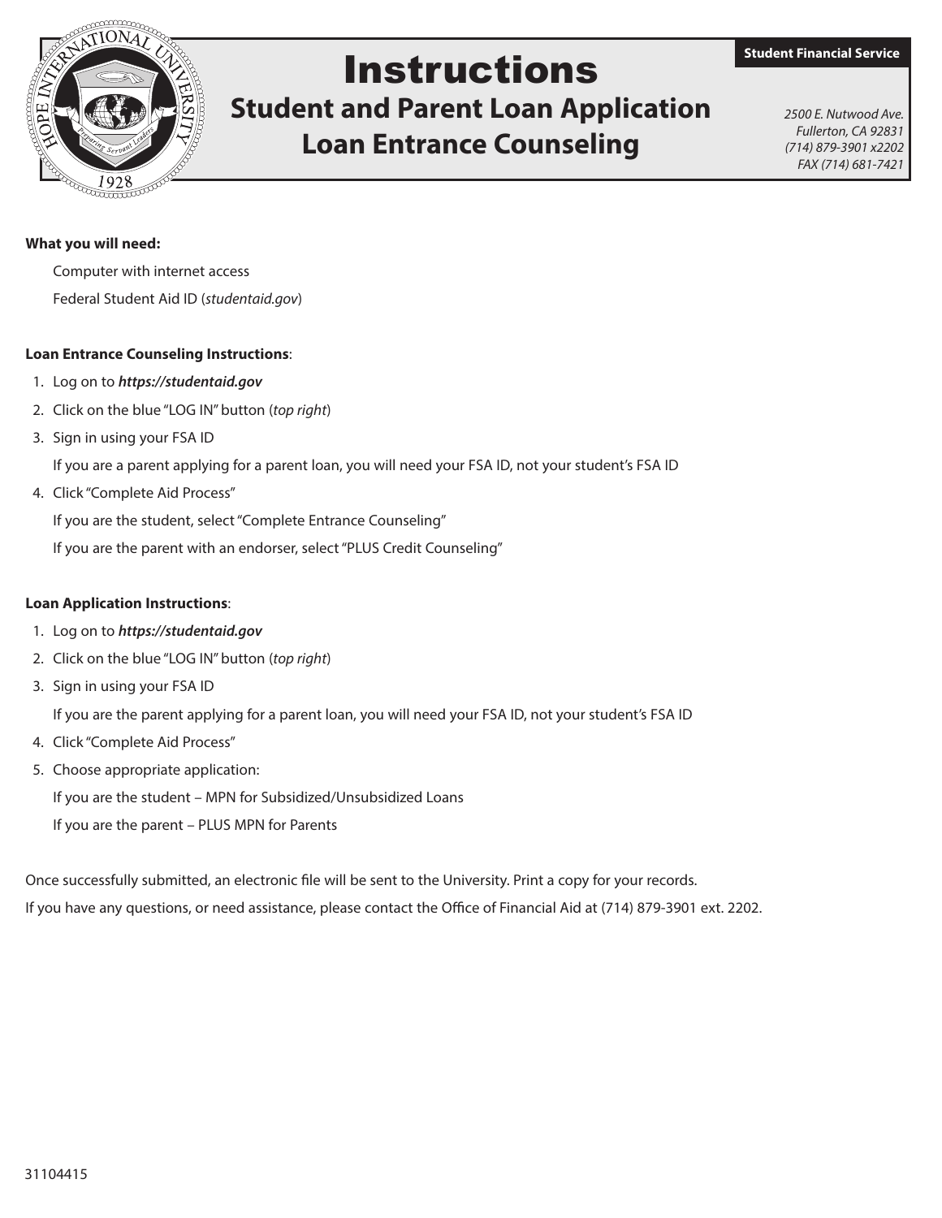# Instructions

## Student and Parent Loan Application

## Loan Entrance Counseling

**Student Financial Service**

*2500 E. Nutwood Ave.*
*Fullerton, CA 92831*
*(714) 879-3901 x2202*
*FAX (714) 681-7421*

**What you will need:**

Computer with internet access

Federal Student Aid ID (*studentaid.gov*)

**Loan Entrance Counseling Instructions**:

1. Log on to ***https://studentaid.gov***
2. Click on the blue "LOG IN" button (*top right*)
3. Sign in using your FSA ID

   If you are a parent applying for a parent loan, you will need your FSA ID, not your student's FSA ID
4. Click "Complete Aid Process"

   If you are the student, select "Complete Entrance Counseling"

   If you are the parent with an endorser, select "PLUS Credit Counseling"

**Loan Application Instructions**:

1. Log on to ***https://studentaid.gov***
2. Click on the blue "LOG IN" button (*top right*)
3. Sign in using your FSA ID

   If you are the parent applying for a parent loan, you will need your FSA ID, not your student's FSA ID
4. Click "Complete Aid Process"
5. Choose appropriate application:

   If you are the student – MPN for Subsidized/Unsubsidized Loans

   If you are the parent – PLUS MPN for Parents

Once successfully submitted, an electronic file will be sent to the University. Print a copy for your records.

If you have any questions, or need assistance, please contact the Office of Financial Aid at (714) 879-3901 ext. 2202.

31104415